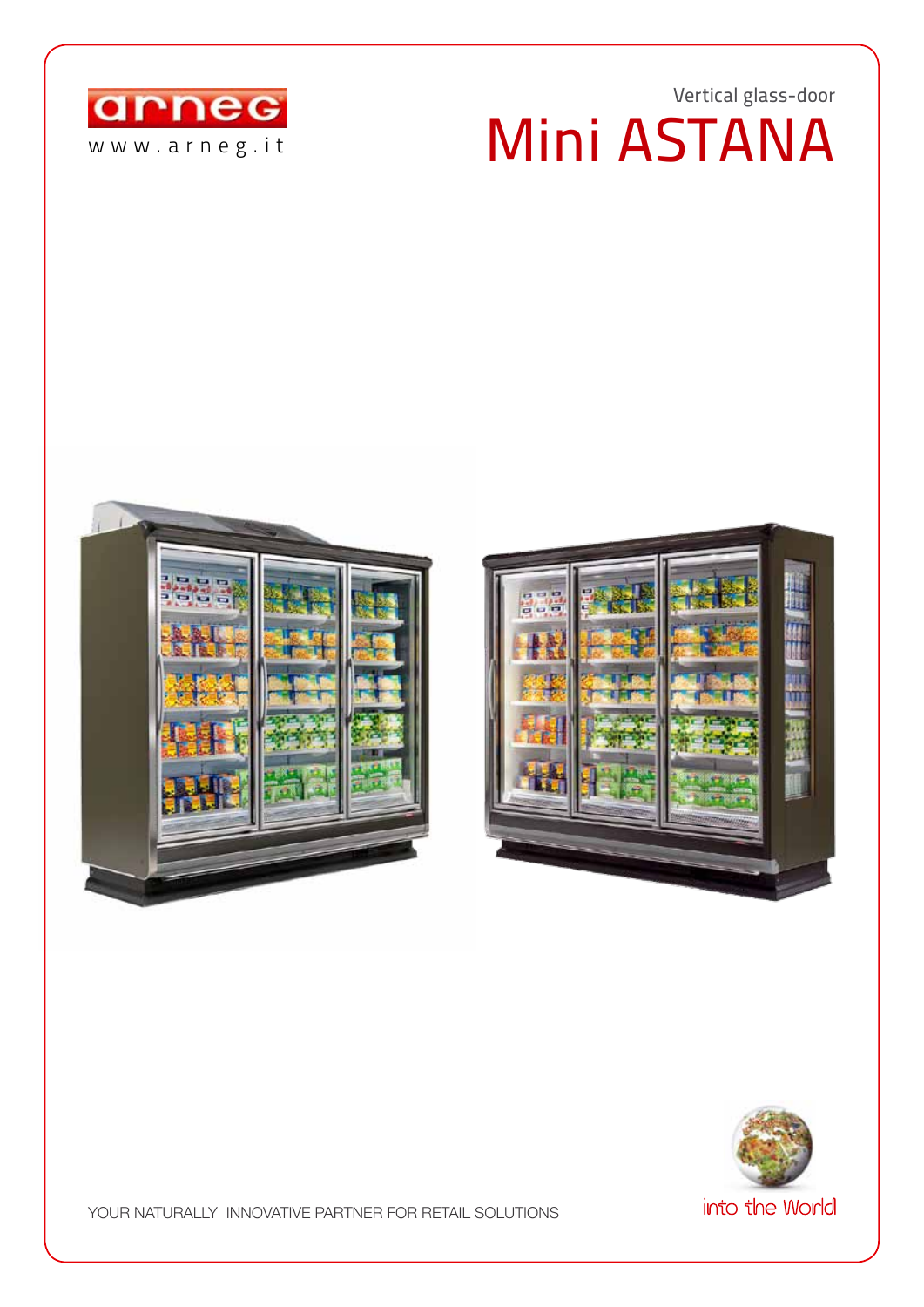arneg

www.arneg.it

Vertical glass-door

# Mini ASTANA

YOUR NATURALLY INNOVATIVE PARTNER FOR RETAIL SOLUTIONS

into the World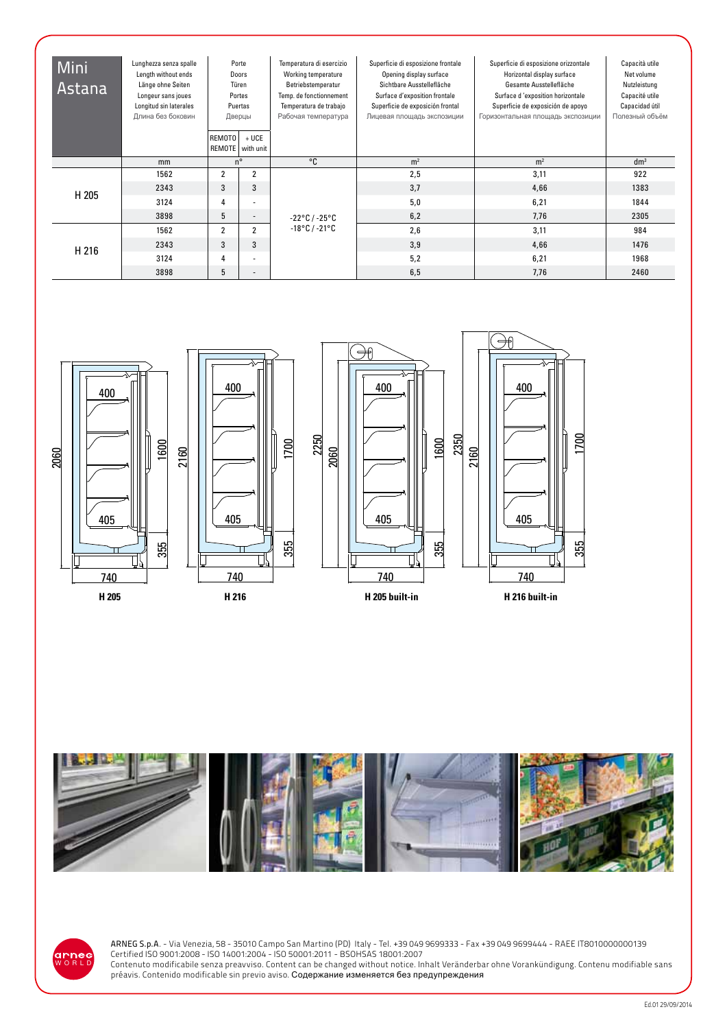| Mini Astana | Lunghezza senza spalle<br>Length without ends<br>Länge ohne Seiten<br>Longeur sans joues<br>Longitud sin laterales<br>Длина без боковин | Porte<br>Doors<br>Türen<br>Portes<br>Puertas<br>Двери | | Temperatura di esercizio<br>Working temperature<br>Betriebstemperatur<br>Temp. de fonctionnement<br>Temperatura de trabajo<br>Рабочая температура | Superficie di esposizione frontale<br>Opening display surface<br>Sichtbare Ausstellefläche<br>Surface d'exposition frontale<br>Superficie de exposición frontal<br>Лицевая площадь экспозиции | Superficie di esposizione orizzontale<br>Horizontal display surface<br>Gesamte Ausstellefläche<br>Surface d 'exposition horizontale<br>Superficie de exposición de apoyo<br>Горизонтальная площадь экспозиции | Capacità utile<br>Net volume<br>Nutzleistung<br>Capacité utile<br>Capacidad útil<br>Полезный объём |
|---|---|---|---|---|---|---|---|
| | | REMOTO<br>REMOTE | + UCE<br>with unit | | | | |
| | mm | n° | | °C | m² | m² | dm³ |
| H 205 | 1562 | 2 | 2 | -22°C / -25°C<br>-18°C / -21°C | 2,5 | 3,11 | 922 |
| | 2343 | 3 | 3 | | 3,7 | 4,66 | 1383 |
| | 3124 | 4 | - | | 5,0 | 6,21 | 1844 |
| | 3898 | 5 | - | | 6,2 | 7,76 | 2305 |
| H 216 | 1562 | 2 | 2 | | 2,6 | 3,11 | 984 |
| | 2343 | 3 | 3 | | 3,9 | 4,66 | 1476 |
| | 3124 | 4 | - | | 5,2 | 6,21 | 1968 |
| | 3898 | 5 | - | | 6,5 | 7,76 | 2460 |

400
405
2060
1600
355
740
**H 205**

400
405
2160
1700
355
740
**H 216**

400
405
2250
2060
1600
355
740
**H 205 built-in**

400
405
2350
2160
1700
355
740
**H 216 built-in**

ARNEG S.p.A. - Via Venezia, 58 - 35010 Campo San Martino (PD) Italy - Tel. +39 049 9699333 - Fax +39 049 9699444 - RAEE IT8010000000139
Certified ISO 9001:2008 - ISO 14001:2004 - ISO 50001:2011 - BSOHSAS 18001:2007
Contenuto modificabile senza preavviso. Content can be changed without notice. Inhalt Veränderbar ohne Vorankündigung. Contenu modifiable sans préavis. Contenido modificable sin previo aviso. Содержание изменяется без предупреждения

Ed.01 29/09/2014